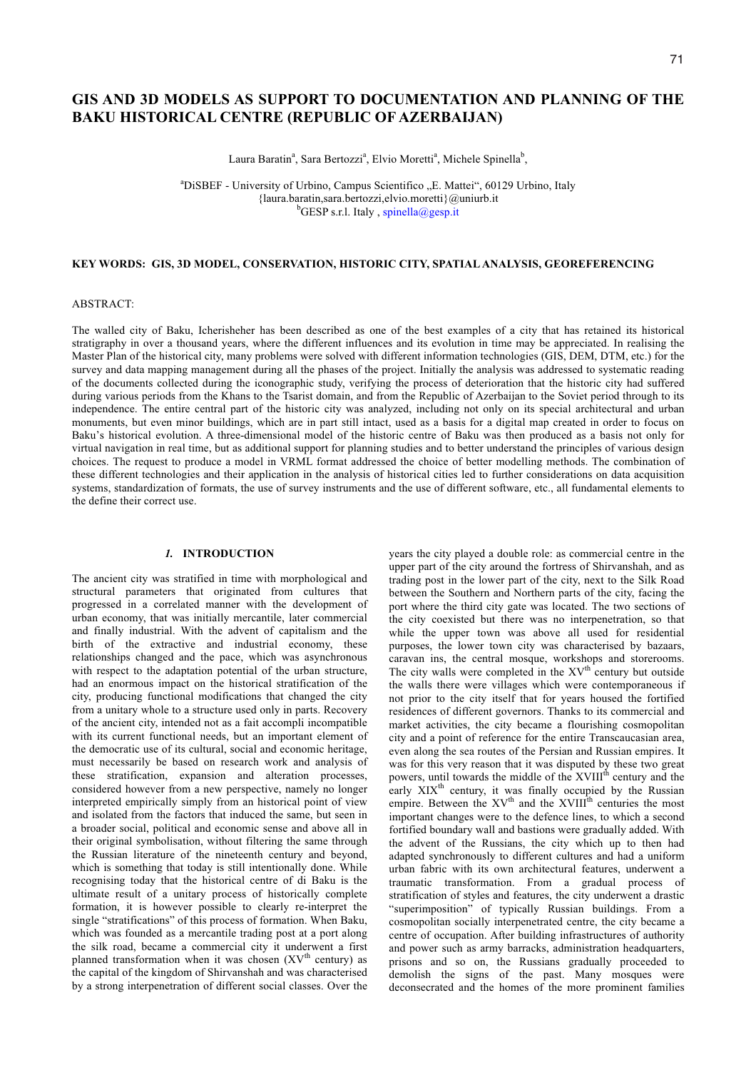# GIS AND 3D MODELS AS SUPPORT TO DOCUMENTATION AND PLANNING OF THE BAKU HISTORICAL CENTRE (REPUBLIC OF AZERBAIJAN)

Laura Baratin[a], Sara Bertozzi[a], Elvio Moretti[a], Michele Spinella[b],

[a]DiSBEF - University of Urbino, Campus Scientifico „E. Mattei", 60129 Urbino, Italy
{laura.baratin,sara.bertozzi,elvio.moretti}@uniurb.it
[b]GESP s.r.l. Italy , spinella@gesp.it

**KEY WORDS: GIS, 3D MODEL, CONSERVATION, HISTORIC CITY, SPATIAL ANALYSIS, GEOREFERENCING**

ABSTRACT:

The walled city of Baku, Icherisheher has been described as one of the best examples of a city that has retained its historical stratigraphy in over a thousand years, where the different influences and its evolution in time may be appreciated. In realising the Master Plan of the historical city, many problems were solved with different information technologies (GIS, DEM, DTM, etc.) for the survey and data mapping management during all the phases of the project. Initially the analysis was addressed to systematic reading of the documents collected during the iconographic study, verifying the process of deterioration that the historic city had suffered during various periods from the Khans to the Tsarist domain, and from the Republic of Azerbaijan to the Soviet period through to its independence. The entire central part of the historic city was analyzed, including not only on its special architectural and urban monuments, but even minor buildings, which are in part still intact, used as a basis for a digital map created in order to focus on Baku's historical evolution. A three-dimensional model of the historic centre of Baku was then produced as a basis not only for virtual navigation in real time, but as additional support for planning studies and to better understand the principles of various design choices. The request to produce a model in VRML format addressed the choice of better modelling methods. The combination of these different technologies and their application in the analysis of historical cities led to further considerations on data acquisition systems, standardization of formats, the use of survey instruments and the use of different software, etc., all fundamental elements to the define their correct use.

## *1.* INTRODUCTION

The ancient city was stratified in time with morphological and structural parameters that originated from cultures that progressed in a correlated manner with the development of urban economy, that was initially mercantile, later commercial and finally industrial. With the advent of capitalism and the birth of the extractive and industrial economy, these relationships changed and the pace, which was asynchronous with respect to the adaptation potential of the urban structure, had an enormous impact on the historical stratification of the city, producing functional modifications that changed the city from a unitary whole to a structure used only in parts. Recovery of the ancient city, intended not as a fait accompli incompatible with its current functional needs, but an important element of the democratic use of its cultural, social and economic heritage, must necessarily be based on research work and analysis of these stratification, expansion and alteration processes, considered however from a new perspective, namely no longer interpreted empirically simply from an historical point of view and isolated from the factors that induced the same, but seen in a broader social, political and economic sense and above all in their original symbolisation, without filtering the same through the Russian literature of the nineteenth century and beyond, which is something that today is still intentionally done. While recognising today that the historical centre of di Baku is the ultimate result of a unitary process of historically complete formation, it is however possible to clearly re-interpret the single "stratifications" of this process of formation. When Baku, which was founded as a mercantile trading post at a port along the silk road, became a commercial city it underwent a first planned transformation when it was chosen (XV$^{th}$ century) as the capital of the kingdom of Shirvanshah and was characterised by a strong interpenetration of different social classes. Over the years the city played a double role: as commercial centre in the upper part of the city around the fortress of Shirvanshah, and as trading post in the lower part of the city, next to the Silk Road between the Southern and Northern parts of the city, facing the port where the third city gate was located. The two sections of the city coexisted but there was no interpenetration, so that while the upper town was above all used for residential purposes, the lower town city was characterised by bazaars, caravan ins, the central mosque, workshops and storerooms. The city walls were completed in the XV$^{th}$ century but outside the walls there were villages which were contemporaneous if not prior to the city itself that for years housed the fortified residences of different governors. Thanks to its commercial and market activities, the city became a flourishing cosmopolitan city and a point of reference for the entire Transcaucasian area, even along the sea routes of the Persian and Russian empires. It was for this very reason that it was disputed by these two great powers, until towards the middle of the XVIII$^{th}$ century and the early XIX$^{th}$ century, it was finally occupied by the Russian empire. Between the XV$^{th}$ and the XVIII$^{th}$ centuries the most important changes were to the defence lines, to which a second fortified boundary wall and bastions were gradually added. With the advent of the Russians, the city which up to then had adapted synchronously to different cultures and had a uniform urban fabric with its own architectural features, underwent a traumatic transformation. From a gradual process of stratification of styles and features, the city underwent a drastic "superimposition" of typically Russian buildings. From a cosmopolitan socially interpenetrated centre, the city became a centre of occupation. After building infrastructures of authority and power such as army barracks, administration headquarters, prisons and so on, the Russians gradually proceeded to demolish the signs of the past. Many mosques were deconsecrated and the homes of the more prominent families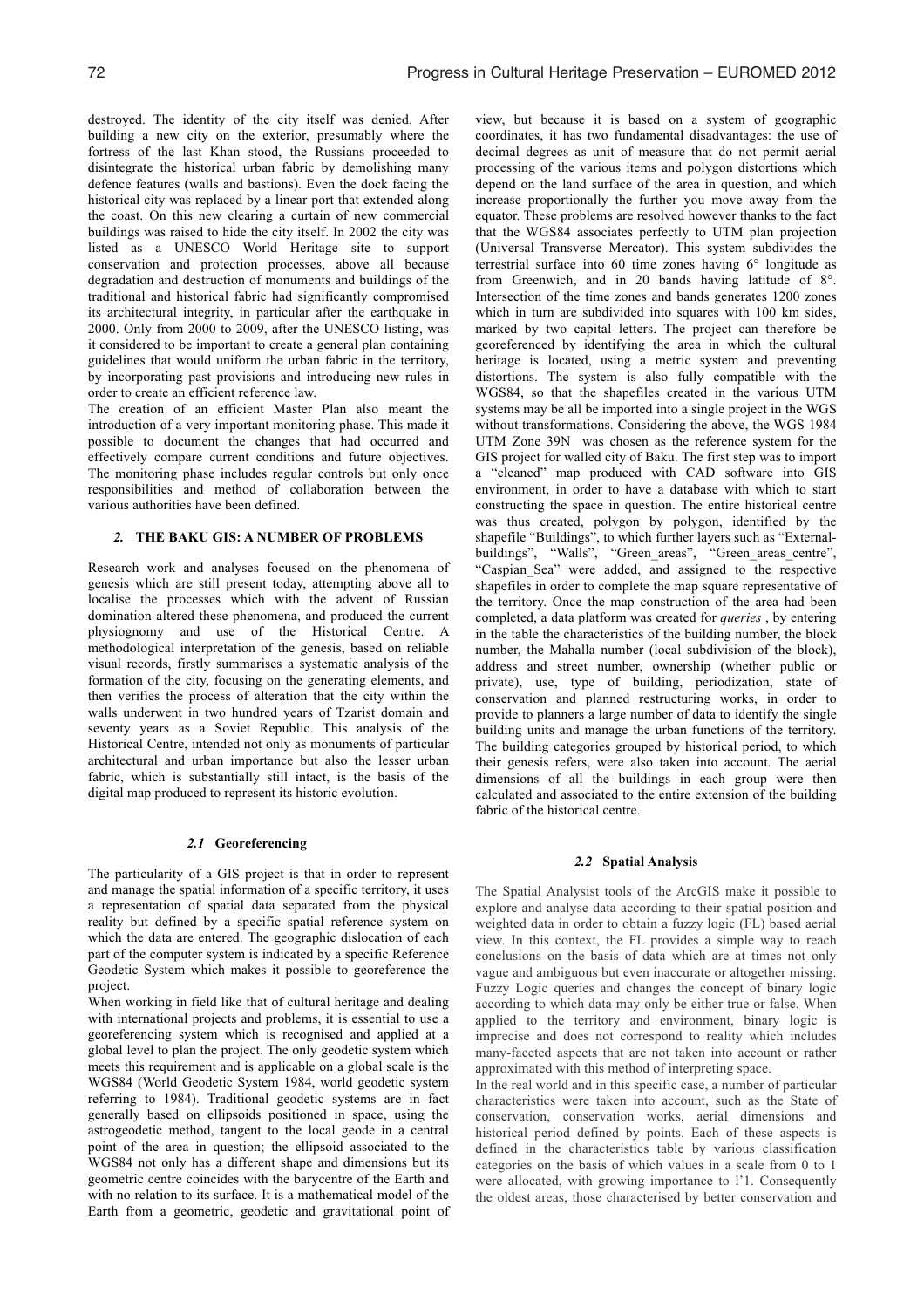destroyed. The identity of the city itself was denied. After building a new city on the exterior, presumably where the fortress of the last Khan stood, the Russians proceeded to disintegrate the historical urban fabric by demolishing many defence features (walls and bastions). Even the dock facing the historical city was replaced by a linear port that extended along the coast. On this new clearing a curtain of new commercial buildings was raised to hide the city itself. In 2002 the city was listed as a UNESCO World Heritage site to support conservation and protection processes, above all because degradation and destruction of monuments and buildings of the traditional and historical fabric had significantly compromised its architectural integrity, in particular after the earthquake in 2000. Only from 2000 to 2009, after the UNESCO listing, was it considered to be important to create a general plan containing guidelines that would uniform the urban fabric in the territory, by incorporating past provisions and introducing new rules in order to create an efficient reference law.

The creation of an efficient Master Plan also meant the introduction of a very important monitoring phase. This made it possible to document the changes that had occurred and effectively compare current conditions and future objectives. The monitoring phase includes regular controls but only once responsibilities and method of collaboration between the various authorities have been defined.

## *2.* THE BAKU GIS: A NUMBER OF PROBLEMS

Research work and analyses focused on the phenomena of genesis which are still present today, attempting above all to localise the processes which with the advent of Russian domination altered these phenomena, and produced the current physiognomy and use of the Historical Centre. A methodological interpretation of the genesis, based on reliable visual records, firstly summarises a systematic analysis of the formation of the city, focusing on the generating elements, and then verifies the process of alteration that the city within the walls underwent in two hundred years of Tzarist domain and seventy years as a Soviet Republic. This analysis of the Historical Centre, intended not only as monuments of particular architectural and urban importance but also the lesser urban fabric, which is substantially still intact, is the basis of the digital map produced to represent its historic evolution.

### *2.1* Georeferencing

The particularity of a GIS project is that in order to represent and manage the spatial information of a specific territory, it uses a representation of spatial data separated from the physical reality but defined by a specific spatial reference system on which the data are entered. The geographic dislocation of each part of the computer system is indicated by a specific Reference Geodetic System which makes it possible to georeference the project.

When working in field like that of cultural heritage and dealing with international projects and problems, it is essential to use a georeferencing system which is recognised and applied at a global level to plan the project. The only geodetic system which meets this requirement and is applicable on a global scale is the WGS84 (World Geodetic System 1984, world geodetic system referring to 1984). Traditional geodetic systems are in fact generally based on ellipsoids positioned in space, using the astrogeodetic method, tangent to the local geode in a central point of the area in question; the ellipsoid associated to the WGS84 not only has a different shape and dimensions but its geometric centre coincides with the barycentre of the Earth and with no relation to its surface. It is a mathematical model of the Earth from a geometric, geodetic and gravitational point of view, but because it is based on a system of geographic coordinates, it has two fundamental disadvantages: the use of decimal degrees as unit of measure that do not permit aerial processing of the various items and polygon distortions which depend on the land surface of the area in question, and which increase proportionally the further you move away from the equator. These problems are resolved however thanks to the fact that the WGS84 associates perfectly to UTM plan projection (Universal Transverse Mercator). This system subdivides the terrestrial surface into 60 time zones having 6° longitude as from Greenwich, and in 20 bands having latitude of 8°. Intersection of the time zones and bands generates 1200 zones which in turn are subdivided into squares with 100 km sides, marked by two capital letters. The project can therefore be georeferenced by identifying the area in which the cultural heritage is located, using a metric system and preventing distortions. The system is also fully compatible with the WGS84, so that the shapefiles created in the various UTM systems may be all be imported into a single project in the WGS without transformations. Considering the above, the WGS 1984 UTM Zone 39N was chosen as the reference system for the GIS project for walled city of Baku. The first step was to import a "cleaned" map produced with CAD software into GIS environment, in order to have a database with which to start constructing the space in question. The entire historical centre was thus created, polygon by polygon, identified by the shapefile "Buildings", to which further layers such as "External-buildings", "Walls", "Green_areas", "Green_areas_centre", "Caspian_Sea" were added, and assigned to the respective shapefiles in order to complete the map square representative of the territory. Once the map construction of the area had been completed, a data platform was created for *queries* , by entering in the table the characteristics of the building number, the block number, the Mahalla number (local subdivision of the block), address and street number, ownership (whether public or private), use, type of building, periodization, state of conservation and planned restructuring works, in order to provide to planners a large number of data to identify the single building units and manage the urban functions of the territory. The building categories grouped by historical period, to which their genesis refers, were also taken into account. The aerial dimensions of all the buildings in each group were then calculated and associated to the entire extension of the building fabric of the historical centre.

### *2.2* Spatial Analysis

The Spatial Analysist tools of the ArcGIS make it possible to explore and analyse data according to their spatial position and weighted data in order to obtain a fuzzy logic (FL) based aerial view. In this context, the FL provides a simple way to reach conclusions on the basis of data which are at times not only vague and ambiguous but even inaccurate or altogether missing. Fuzzy Logic queries and changes the concept of binary logic according to which data may only be either true or false. When applied to the territory and environment, binary logic is imprecise and does not correspond to reality which includes many-faceted aspects that are not taken into account or rather approximated with this method of interpreting space.

In the real world and in this specific case, a number of particular characteristics were taken into account, such as the State of conservation, conservation works, aerial dimensions and historical period defined by points. Each of these aspects is defined in the characteristics table by various classification categories on the basis of which values in a scale from 0 to 1 were allocated, with growing importance to l'1. Consequently the oldest areas, those characterised by better conservation and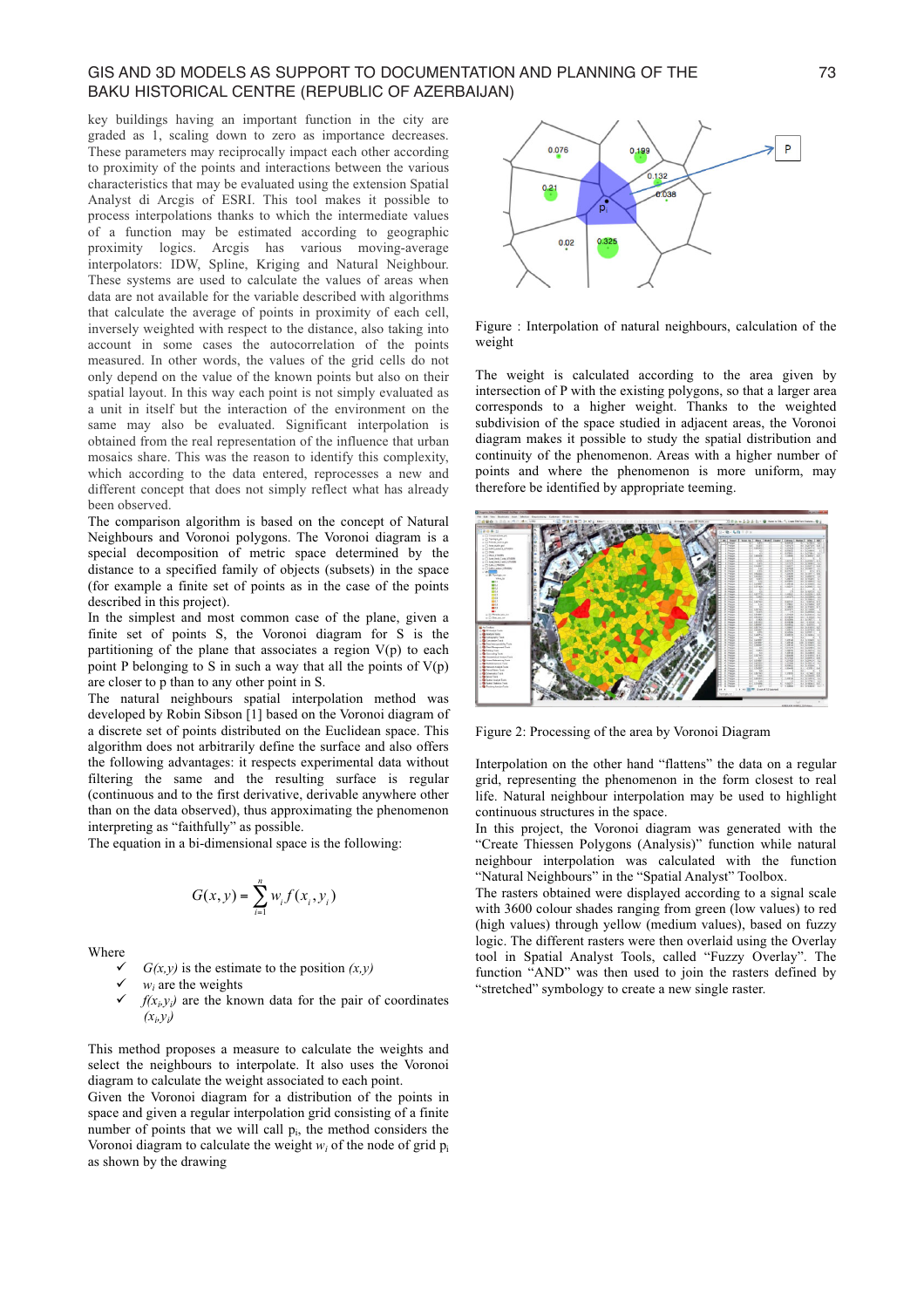key buildings having an important function in the city are graded as 1, scaling down to zero as importance decreases. These parameters may reciprocally impact each other according to proximity of the points and interactions between the various characteristics that may be evaluated using the extension Spatial Analyst di Arcgis of ESRI. This tool makes it possible to process interpolations thanks to which the intermediate values of a function may be estimated according to geographic proximity logics. Arcgis has various moving-average interpolators: IDW, Spline, Kriging and Natural Neighbour. These systems are used to calculate the values of areas when data are not available for the variable described with algorithms that calculate the average of points in proximity of each cell, inversely weighted with respect to the distance, also taking into account in some cases the autocorrelation of the points measured. In other words, the values of the grid cells do not only depend on the value of the known points but also on their spatial layout. In this way each point is not simply evaluated as a unit in itself but the interaction of the environment on the same may also be evaluated. Significant interpolation is obtained from the real representation of the influence that urban mosaics share. This was the reason to identify this complexity, which according to the data entered, reprocesses a new and different concept that does not simply reflect what has already been observed.

The comparison algorithm is based on the concept of Natural Neighbours and Voronoi polygons. The Voronoi diagram is a special decomposition of metric space determined by the distance to a specified family of objects (subsets) in the space (for example a finite set of points as in the case of the points described in this project).

In the simplest and most common case of the plane, given a finite set of points S, the Voronoi diagram for S is the partitioning of the plane that associates a region V(p) to each point P belonging to S in such a way that all the points of V(p) are closer to p than to any other point in S.

The natural neighbours spatial interpolation method was developed by Robin Sibson [1] based on the Voronoi diagram of a discrete set of points distributed on the Euclidean space. This algorithm does not arbitrarily define the surface and also offers the following advantages: it respects experimental data without filtering the same and the resulting surface is regular (continuous and to the first derivative, derivable anywhere other than on the data observed), thus approximating the phenomenon interpreting as "faithfully" as possible.

The equation in a bi-dimensional space is the following:

$$G(x,y)=\sum_{i=1}^{n} w_i f(x_i,y_i)$$

Where

- ✓ $G(x,y)$ is the estimate to the position $(x,y)$
- ✓ $w_i$ are the weights
- ✓ $f(x_i,y_i)$ are the known data for the pair of coordinates $(x_i,y_i)$

This method proposes a measure to calculate the weights and select the neighbours to interpolate. It also uses the Voronoi diagram to calculate the weight associated to each point.

Given the Voronoi diagram for a distribution of the points in space and given a regular interpolation grid consisting of a finite number of points that we will call $p_i$, the method considers the Voronoi diagram to calculate the weight $w_i$ of the node of grid $p_i$ as shown by the drawing

Figure : Interpolation of natural neighbours, calculation of the weight

The weight is calculated according to the area given by intersection of P with the existing polygons, so that a larger area corresponds to a higher weight. Thanks to the weighted subdivision of the space studied in adjacent areas, the Voronoi diagram makes it possible to study the spatial distribution and continuity of the phenomenon. Areas with a higher number of points and where the phenomenon is more uniform, may therefore be identified by appropriate teeming.

Figure 2: Processing of the area by Voronoi Diagram

Interpolation on the other hand "flattens" the data on a regular grid, representing the phenomenon in the form closest to real life. Natural neighbour interpolation may be used to highlight continuous structures in the space.

In this project, the Voronoi diagram was generated with the "Create Thiessen Polygons (Analysis)" function while natural neighbour interpolation was calculated with the function "Natural Neighbours" in the "Spatial Analyst" Toolbox.

The rasters obtained were displayed according to a signal scale with 3600 colour shades ranging from green (low values) to red (high values) through yellow (medium values), based on fuzzy logic. The different rasters were then overlaid using the Overlay tool in Spatial Analyst Tools, called "Fuzzy Overlay". The function "AND" was then used to join the rasters defined by "stretched" symbology to create a new single raster.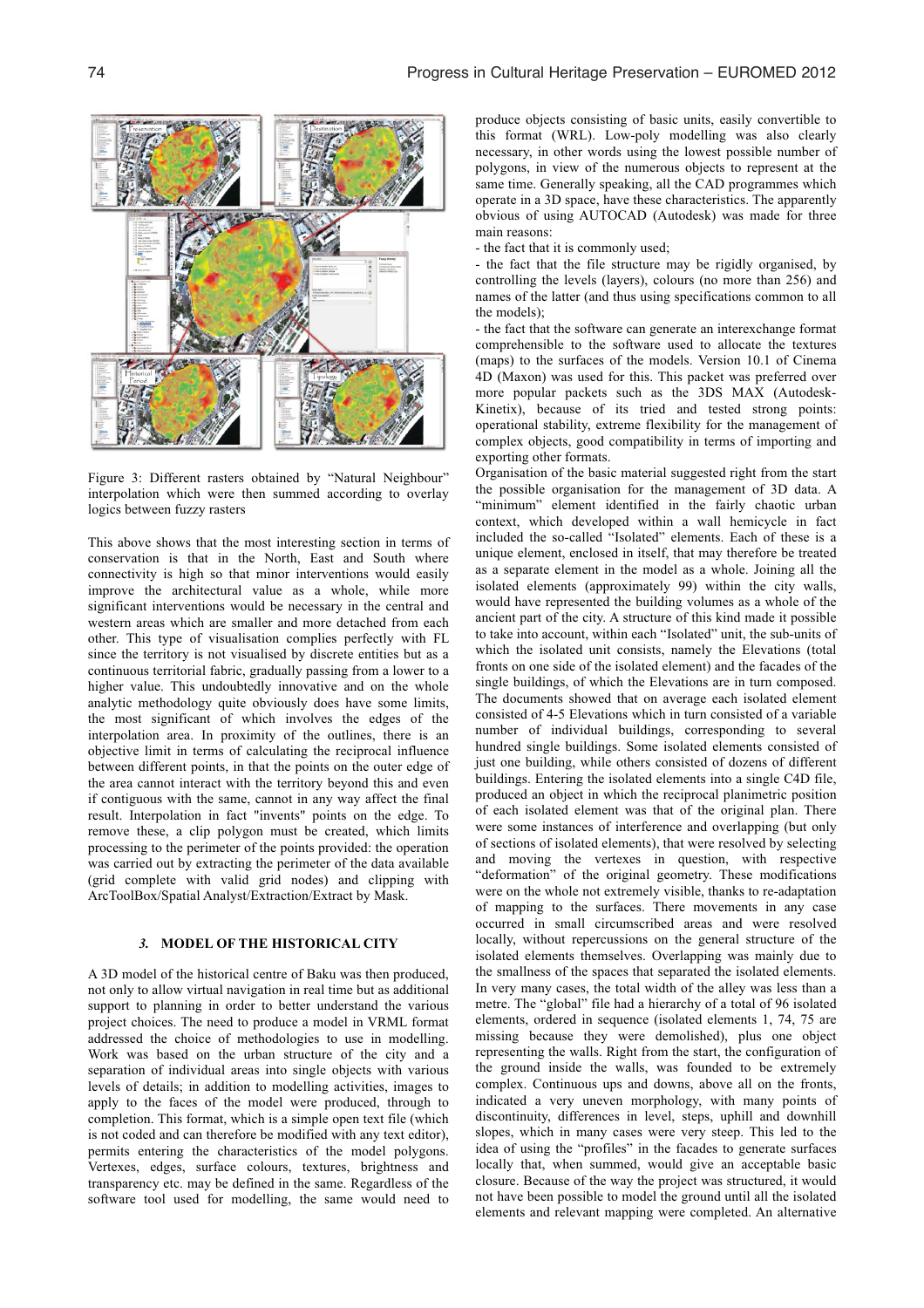Figure 3: Different rasters obtained by "Natural Neighbour" interpolation which were then summed according to overlay logics between fuzzy rasters

This above shows that the most interesting section in terms of conservation is that in the North, East and South where connectivity is high so that minor interventions would easily improve the architectural value as a whole, while more significant interventions would be necessary in the central and western areas which are smaller and more detached from each other. This type of visualisation complies perfectly with FL since the territory is not visualised by discrete entities but as a continuous territorial fabric, gradually passing from a lower to a higher value. This undoubtedly innovative and on the whole analytic methodology quite obviously does have some limits, the most significant of which involves the edges of the interpolation area. In proximity of the outlines, there is an objective limit in terms of calculating the reciprocal influence between different points, in that the points on the outer edge of the area cannot interact with the territory beyond this and even if contiguous with the same, cannot in any way affect the final result. Interpolation in fact "invents" points on the edge. To remove these, a clip polygon must be created, which limits processing to the perimeter of the points provided: the operation was carried out by extracting the perimeter of the data available (grid complete with valid grid nodes) and clipping with ArcToolBox/Spatial Analyst/Extraction/Extract by Mask.

### *3.* MODEL OF THE HISTORICAL CITY

A 3D model of the historical centre of Baku was then produced, not only to allow virtual navigation in real time but as additional support to planning in order to better understand the various project choices. The need to produce a model in VRML format addressed the choice of methodologies to use in modelling. Work was based on the urban structure of the city and a separation of individual areas into single objects with various levels of details; in addition to modelling activities, images to apply to the faces of the model were produced, through to completion. This format, which is a simple open text file (which is not coded and can therefore be modified with any text editor), permits entering the characteristics of the model polygons. Vertexes, edges, surface colours, textures, brightness and transparency etc. may be defined in the same. Regardless of the software tool used for modelling, the same would need to produce objects consisting of basic units, easily convertible to this format (WRL). Low-poly modelling was also clearly necessary, in other words using the lowest possible number of polygons, in view of the numerous objects to represent at the same time. Generally speaking, all the CAD programmes which operate in a 3D space, have these characteristics. The apparently obvious of using AUTOCAD (Autodesk) was made for three main reasons:

- the fact that it is commonly used;
- the fact that the file structure may be rigidly organised, by controlling the levels (layers), colours (no more than 256) and names of the latter (and thus using specifications common to all the models);
- the fact that the software can generate an interexchange format comprehensible to the software used to allocate the textures (maps) to the surfaces of the models. Version 10.1 of Cinema 4D (Maxon) was used for this. This packet was preferred over more popular packets such as the 3DS MAX (Autodesk-Kinetix), because of its tried and tested strong points: operational stability, extreme flexibility for the management of complex objects, good compatibility in terms of importing and exporting other formats.

Organisation of the basic material suggested right from the start the possible organisation for the management of 3D data. A "minimum" element identified in the fairly chaotic urban context, which developed within a wall hemicycle in fact included the so-called "Isolated" elements. Each of these is a unique element, enclosed in itself, that may therefore be treated as a separate element in the model as a whole. Joining all the isolated elements (approximately 99) within the city walls, would have represented the building volumes as a whole of the ancient part of the city. A structure of this kind made it possible to take into account, within each "Isolated" unit, the sub-units of which the isolated unit consists, namely the Elevations (total fronts on one side of the isolated element) and the facades of the single buildings, of which the Elevations are in turn composed. The documents showed that on average each isolated element consisted of 4-5 Elevations which in turn consisted of a variable number of individual buildings, corresponding to several hundred single buildings. Some isolated elements consisted of just one building, while others consisted of dozens of different buildings. Entering the isolated elements into a single C4D file, produced an object in which the reciprocal planimetric position of each isolated element was that of the original plan. There were some instances of interference and overlapping (but only of sections of isolated elements), that were resolved by selecting and moving the vertexes in question, with respective "deformation" of the original geometry. These modifications were on the whole not extremely visible, thanks to re-adaptation of mapping to the surfaces. These movements in any case occurred in small circumscribed areas and were resolved locally, without repercussions on the general structure of the isolated elements themselves. Overlapping was mainly due to the smallness of the spaces that separated the isolated elements. In very many cases, the total width of the alley was less than a metre. The "global" file had a hierarchy of a total of 96 isolated elements, ordered in sequence (isolated elements 1, 74, 75 are missing because they were demolished), plus one object representing the walls. Right from the start, the configuration of the ground inside the walls, was founded to be extremely complex. Continuous ups and downs, above all on the fronts, indicated a very uneven morphology, with many points of discontinuity, differences in level, steps, uphill and downhill slopes, which in many cases were very steep. This led to the idea of using the "profiles" in the facades to generate surfaces locally that, when summed, would give an acceptable basic closure. Because of the way the project was structured, it would not have been possible to model the ground until all the isolated elements and relevant mapping were completed. An alternative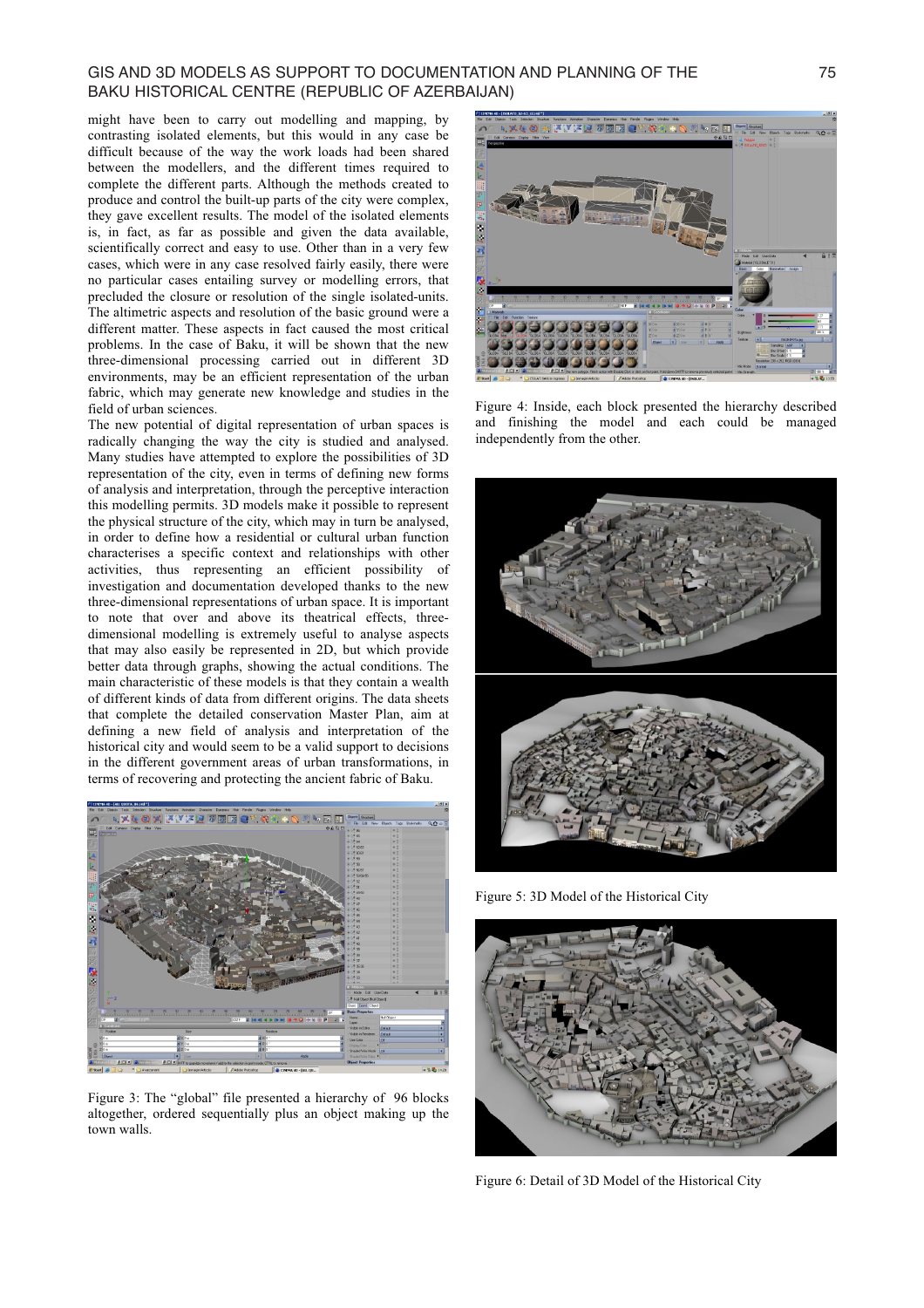might have been to carry out modelling and mapping, by contrasting isolated elements, but this would in any case be difficult because of the way the work loads had been shared between the modellers, and the different times required to complete the different parts. Although the methods created to produce and control the built-up parts of the city were complex, they gave excellent results. The model of the isolated elements is, in fact, as far as possible and given the data available, scientifically correct and easy to use. Other than in a very few cases, which were in any case resolved fairly easily, there were no particular cases entailing survey or modelling errors, that precluded the closure or resolution of the single isolated-units. The altimetric aspects and resolution of the basic ground were a different matter. These aspects in fact caused the most critical problems. In the case of Baku, it will be shown that the new three-dimensional processing carried out in different 3D environments, may be an efficient representation of the urban fabric, which may generate new knowledge and studies in the field of urban sciences.

The new potential of digital representation of urban spaces is radically changing the way the city is studied and analysed. Many studies have attempted to explore the possibilities of 3D representation of the city, even in terms of defining new forms of analysis and interpretation, through the perceptive interaction this modelling permits. 3D models make it possible to represent the physical structure of the city, which may in turn be analysed, in order to define how a residential or cultural urban function characterises a specific context and relationships with other activities, thus representing an efficient possibility of investigation and documentation developed thanks to the new three-dimensional representations of urban space. It is important to note that over and above its theatrical effects, three-dimensional modelling is extremely useful to analyse aspects that may also easily be represented in 2D, but which provide better data through graphs, showing the actual conditions. The main characteristic of these models is that they contain a wealth of different kinds of data from different origins. The data sheets that complete the detailed conservation Master Plan, aim at defining a new field of analysis and interpretation of the historical city and would seem to be a valid support to decisions in the different government areas of urban transformations, in terms of recovering and protecting the ancient fabric of Baku.

Figure 3: The "global" file presented a hierarchy of 96 blocks altogether, ordered sequentially plus an object making up the town walls.

Figure 4: Inside, each block presented the hierarchy described and finishing the model and each could be managed independently from the other.

Figure 5: 3D Model of the Historical City

Figure 6: Detail of 3D Model of the Historical City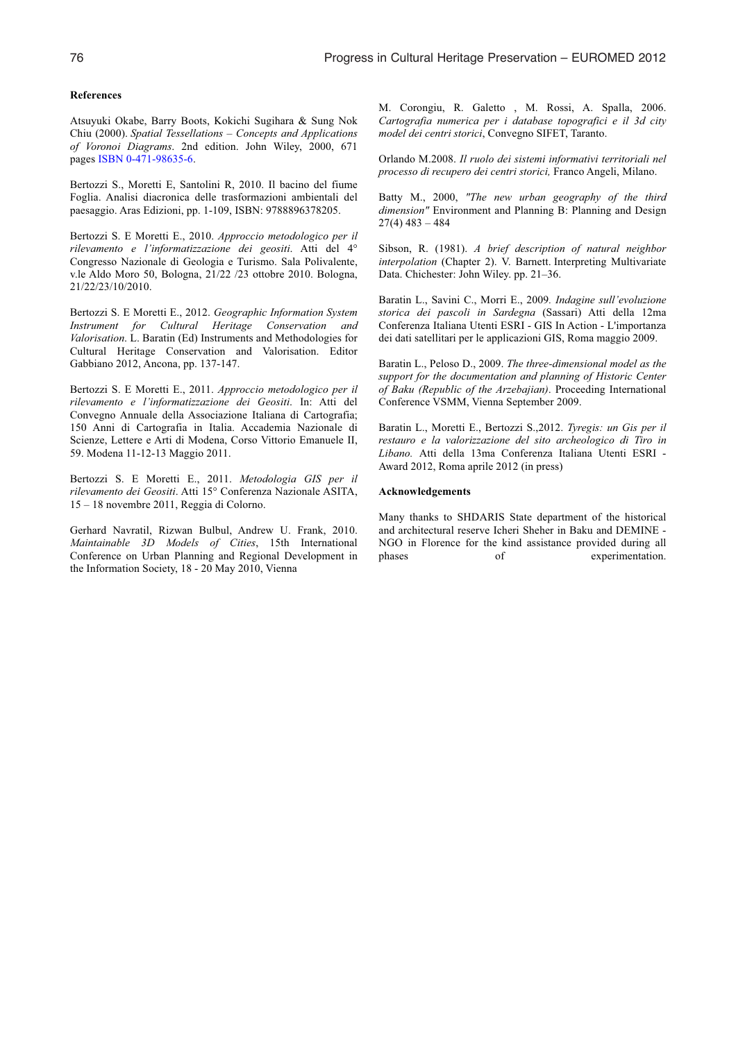## References

Atsuyuki Okabe, Barry Boots, Kokichi Sugihara & Sung Nok Chiu (2000). *Spatial Tessellations – Concepts and Applications of Voronoi Diagrams*. 2nd edition. John Wiley, 2000, 671 pages ISBN 0-471-98635-6.

Bertozzi S., Moretti E, Santolini R, 2010. Il bacino del fiume Foglia. Analisi diacronica delle trasformazioni ambientali del paesaggio. Aras Edizioni, pp. 1-109, ISBN: 9788896378205.

Bertozzi S. E Moretti E., 2010. *Approccio metodologico per il rilevamento e l'informatizzazione dei geositi*. Atti del 4° Congresso Nazionale di Geologia e Turismo. Sala Polivalente, v.le Aldo Moro 50, Bologna, 21/22 /23 ottobre 2010. Bologna, 21/22/23/10/2010.

Bertozzi S. E Moretti E., 2012. *Geographic Information System Instrument for Cultural Heritage Conservation and Valorisation*. L. Baratin (Ed) Instruments and Methodologies for Cultural Heritage Conservation and Valorisation. Editor Gabbiano 2012, Ancona, pp. 137-147.

Bertozzi S. E Moretti E., 2011. *Approccio metodologico per il rilevamento e l'informatizzazione dei Geositi*. In: Atti del Convegno Annuale della Associazione Italiana di Cartografia; 150 Anni di Cartografia in Italia. Accademia Nazionale di Scienze, Lettere e Arti di Modena, Corso Vittorio Emanuele II, 59. Modena 11-12-13 Maggio 2011.

Bertozzi S. E Moretti E., 2011. *Metodologia GIS per il rilevamento dei Geositi*. Atti 15° Conferenza Nazionale ASITA, 15 – 18 novembre 2011, Reggia di Colorno.

Gerhard Navratil, Rizwan Bulbul, Andrew U. Frank, 2010. *Maintainable 3D Models of Cities*, 15th International Conference on Urban Planning and Regional Development in the Information Society, 18 - 20 May 2010, Vienna

M. Corongiu, R. Galetto , M. Rossi, A. Spalla, 2006. *Cartografia numerica per i database topografici e il 3d city model dei centri storici*, Convegno SIFET, Taranto.

Orlando M.2008. *Il ruolo dei sistemi informativi territoriali nel processo di recupero dei centri storici,* Franco Angeli, Milano.

Batty M., 2000, *"The new urban geography of the third dimension"* Environment and Planning B: Planning and Design 27(4) 483 – 484

Sibson, R. (1981). *A brief description of natural neighbor interpolation* (Chapter 2). V. Barnett. Interpreting Multivariate Data. Chichester: John Wiley. pp. 21–36.

Baratin L., Savini C., Morri E., 2009. *Indagine sull'evoluzione storica dei pascoli in Sardegna* (Sassari) Atti della 12ma Conferenza Italiana Utenti ESRI - GIS In Action - L'importanza dei dati satellitari per le applicazioni GIS, Roma maggio 2009.

Baratin L., Peloso D., 2009. *The three-dimensional model as the support for the documentation and planning of Historic Center of Baku (Republic of the Arzebajian)*. Proceeding International Conference VSMM, Vienna September 2009.

Baratin L., Moretti E., Bertozzi S.,2012. *Tyregis: un Gis per il restauro e la valorizzazione del sito archeologico di Tiro in Libano.* Atti della 13ma Conferenza Italiana Utenti ESRI - Award 2012, Roma aprile 2012 (in press)

## Acknowledgements

Many thanks to SHDARIS State department of the historical and architectural reserve Icheri Sheher in Baku and DEMINE - NGO in Florence for the kind assistance provided during all phases of experimentation.